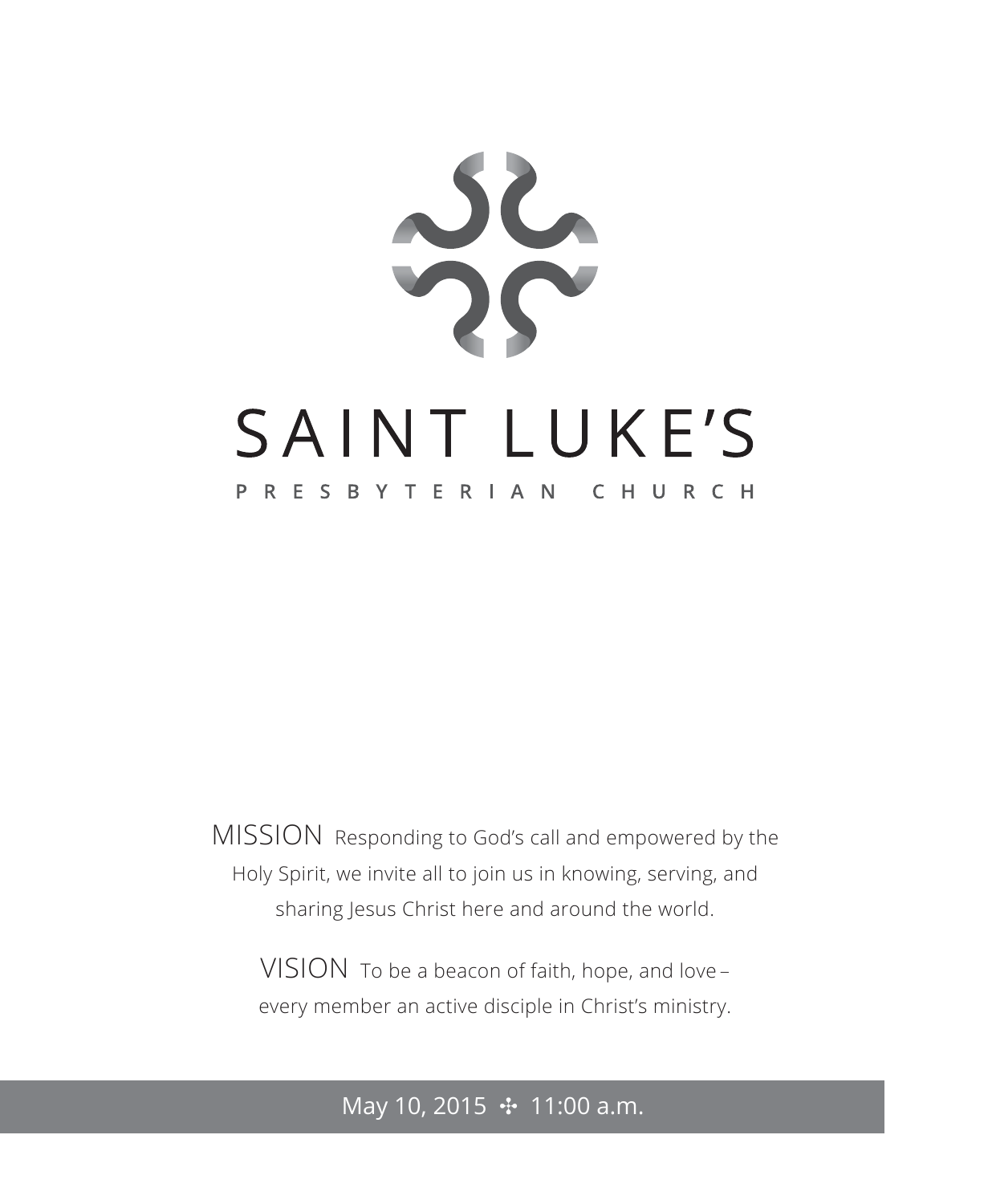# SAINT LUKE'S

## PRESBYTERIAN CHURCH

MISSION Responding to God's call and empowered by the Holy Spirit, we invite all to join us in knowing, serving, and sharing Jesus Christ here and around the world.

VISION To be a beacon of faith, hope, and love – every member an active disciple in Christ's ministry.

May 10, 2015 ✣ 11:00 a.m.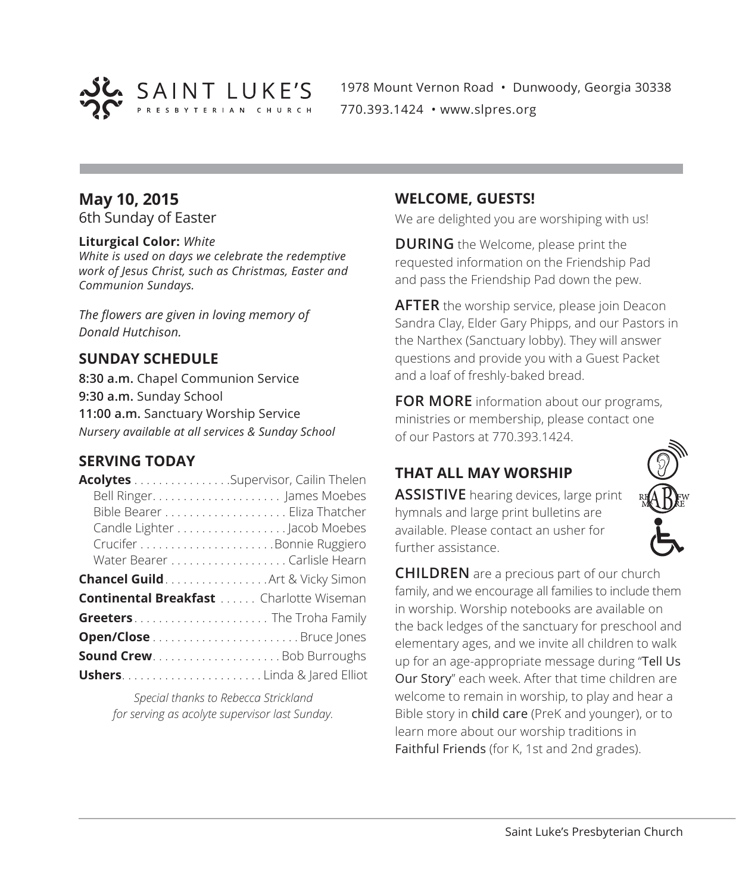SAINT LUKE'S PRESBYTERIAN CHURCH

1978 Mount Vernon Road • Dunwoody, Georgia 30338
770.393.1424 • www.slpres.org

## May 10, 2015

6th Sunday of Easter

**Liturgical Color:** *White*
*White is used on days we celebrate the redemptive work of Jesus Christ, such as Christmas, Easter and Communion Sundays.*

*The flowers are given in loving memory of Donald Hutchison.*

## SUNDAY SCHEDULE

**8:30 a.m.** Chapel Communion Service
**9:30 a.m.** Sunday School
**11:00 a.m.** Sanctuary Worship Service
*Nursery available at all services & Sunday School*

## SERVING TODAY

**Acolytes** . . . . . . . . . . . . . . . .Supervisor, Cailin Thelen
Bell Ringer. . . . . . . . . . . . . . . . . . . . . James Moebes
Bible Bearer . . . . . . . . . . . . . . . . . . . . Eliza Thatcher
Candle Lighter . . . . . . . . . . . . . . . . . .Jacob Moebes
Crucifer . . . . . . . . . . . . . . . . . . . . . .Bonnie Ruggiero
Water Bearer . . . . . . . . . . . . . . . . . . . Carlisle Hearn

**Chancel Guild**. . . . . . . . . . . . . . . . .Art & Vicky Simon
**Continental Breakfast** . . . . . . Charlotte Wiseman
**Greeters**. . . . . . . . . . . . . . . . . . . . . . The Troha Family
**Open/Close** . . . . . . . . . . . . . . . . . . . . . . . .Bruce Jones
**Sound Crew**. . . . . . . . . . . . . . . . . . . . .Bob Burroughs
**Ushers**. . . . . . . . . . . . . . . . . . . . . . . Linda & Jared Elliot

*Special thanks to Rebecca Strickland for serving as acolyte supervisor last Sunday.*

## WELCOME, GUESTS!

We are delighted you are worshiping with us!

**DURING** the Welcome, please print the requested information on the Friendship Pad and pass the Friendship Pad down the pew.

**AFTER** the worship service, please join Deacon Sandra Clay, Elder Gary Phipps, and our Pastors in the Narthex (Sanctuary lobby). They will answer questions and provide you with a Guest Packet and a loaf of freshly-baked bread.

**FOR MORE** information about our programs, ministries or membership, please contact one of our Pastors at 770.393.1424.

## THAT ALL MAY WORSHIP

**ASSISTIVE** hearing devices, large print hymnals and large print bulletins are available. Please contact an usher for further assistance.

**CHILDREN** are a precious part of our church family, and we encourage all families to include them in worship. Worship notebooks are available on the back ledges of the sanctuary for preschool and elementary ages, and we invite all children to walk up for an age-appropriate message during "Tell Us Our Story" each week. After that time children are welcome to remain in worship, to play and hear a Bible story in child care (PreK and younger), or to learn more about our worship traditions in Faithful Friends (for K, 1st and 2nd grades).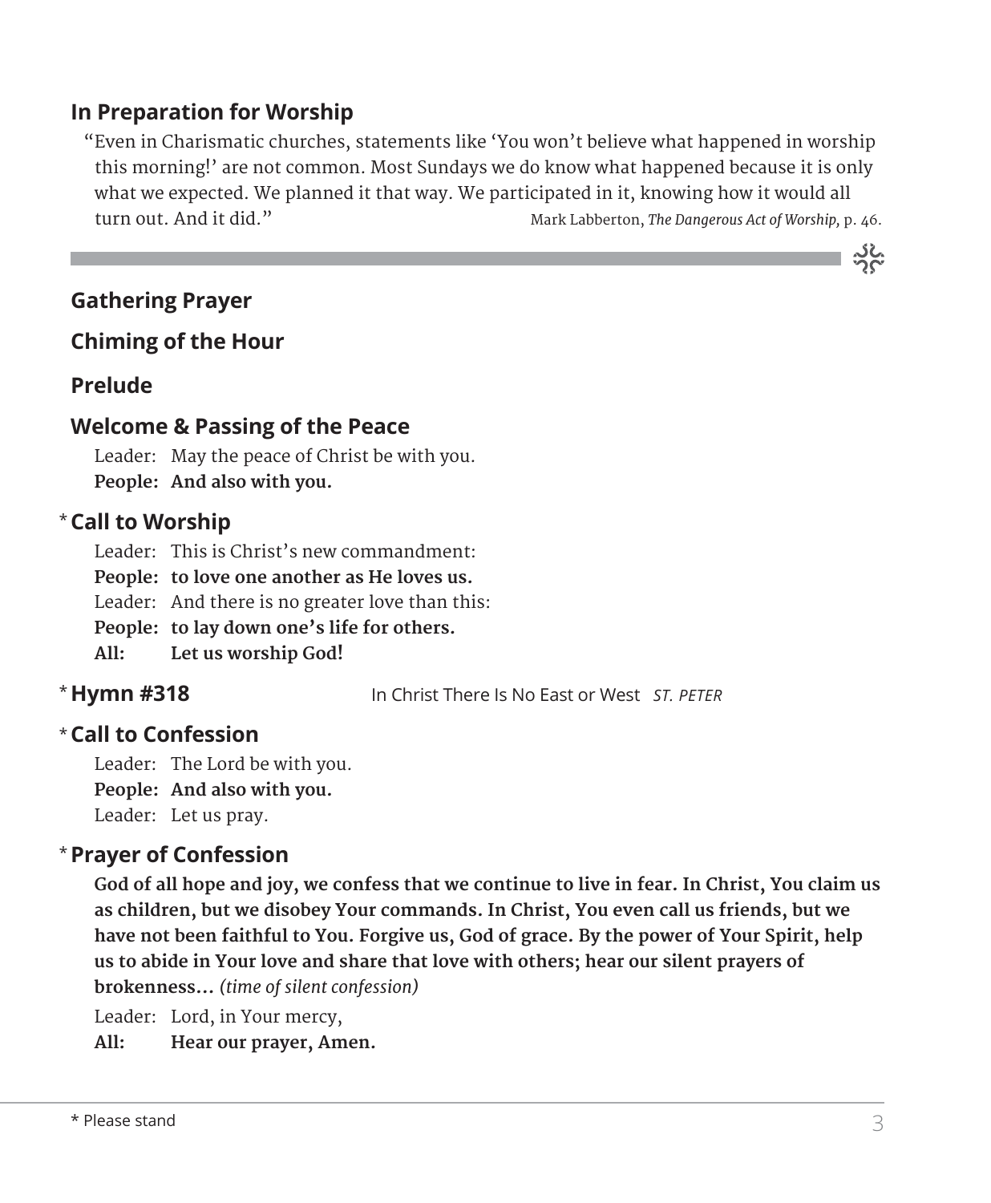## In Preparation for Worship

"Even in Charismatic churches, statements like 'You won't believe what happened in worship this morning!' are not common. Most Sundays we do know what happened because it is only what we expected. We planned it that way. We participated in it, knowing how it would all turn out. And it did." Mark Labberton, *The Dangerous Act of Worship,* p. 46.

---

## Gathering Prayer

## Chiming of the Hour

## Prelude

## Welcome & Passing of the Peace

Leader: May the peace of Christ be with you.
**People: And also with you.**

## * Call to Worship

Leader: This is Christ's new commandment:
**People: to love one another as He loves us.**
Leader: And there is no greater love than this:
**People: to lay down one's life for others.**
**All: Let us worship God!**

## * Hymn #318

In Christ There Is No East or West *ST. PETER*

## * Call to Confession

Leader: The Lord be with you.
**People: And also with you.**
Leader: Let us pray.

## * Prayer of Confession

**God of all hope and joy, we confess that we continue to live in fear. In Christ, You claim us as children, but we disobey Your commands. In Christ, You even call us friends, but we have not been faithful to You. Forgive us, God of grace. By the power of Your Spirit, help us to abide in Your love and share that love with others; hear our silent prayers of brokenness...** *(time of silent confession)*

Leader: Lord, in Your mercy,
**All: Hear our prayer, Amen.**

---

* Please stand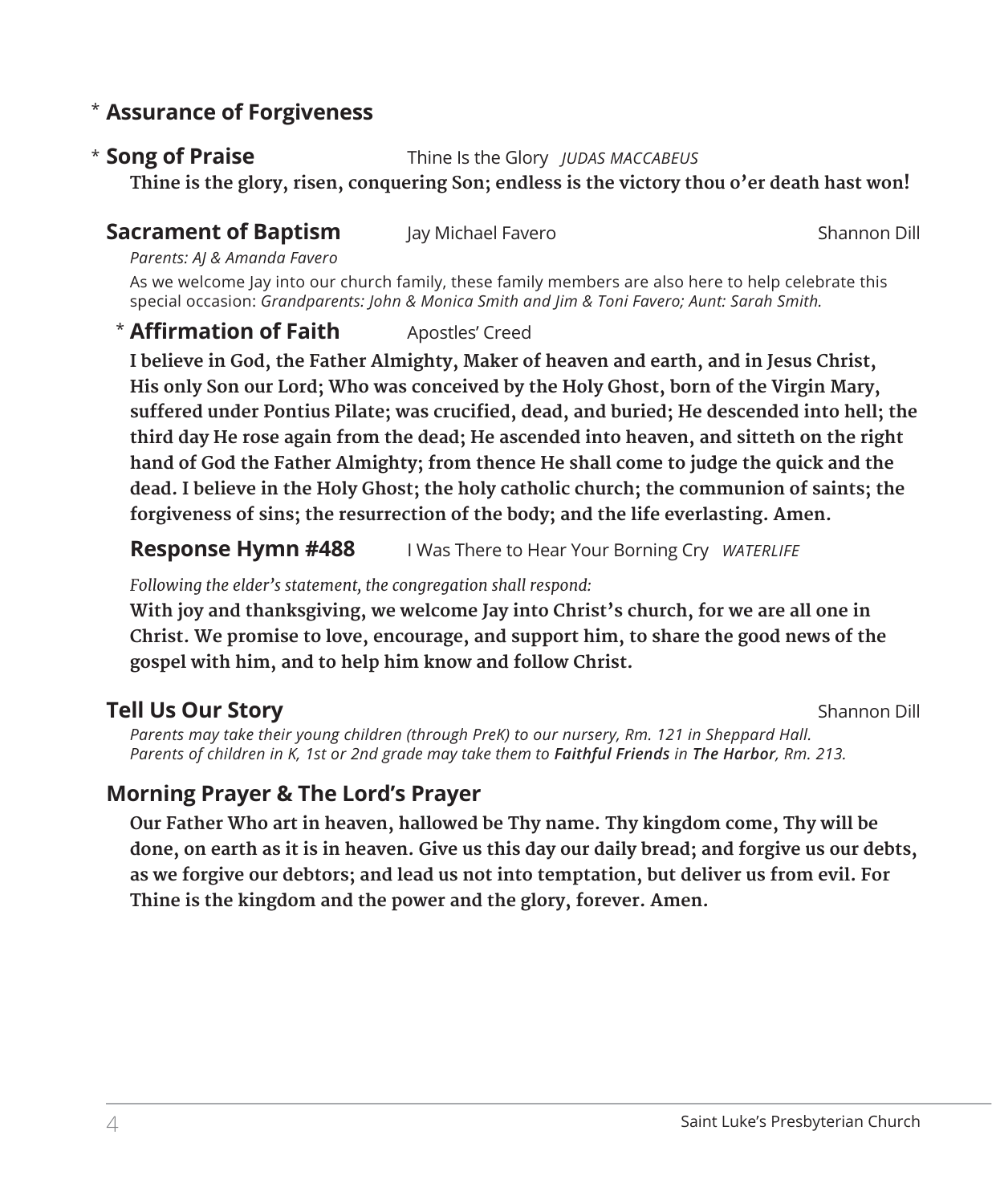## * Assurance of Forgiveness

## * Song of Praise

Thine Is the Glory *JUDAS MACCABEUS*

**Thine is the glory, risen, conquering Son; endless is the victory thou o'er death hast won!**

## Sacrament of Baptism

Jay Michael Favero — Shannon Dill

*Parents: AJ & Amanda Favero*

As we welcome Jay into our church family, these family members are also here to help celebrate this special occasion: *Grandparents: John & Monica Smith and Jim & Toni Favero; Aunt: Sarah Smith.*

### * Affirmation of Faith

Apostles' Creed

**I believe in God, the Father Almighty, Maker of heaven and earth, and in Jesus Christ, His only Son our Lord; Who was conceived by the Holy Ghost, born of the Virgin Mary, suffered under Pontius Pilate; was crucified, dead, and buried; He descended into hell; the third day He rose again from the dead; He ascended into heaven, and sitteth on the right hand of God the Father Almighty; from thence He shall come to judge the quick and the dead. I believe in the Holy Ghost; the holy catholic church; the communion of saints; the forgiveness of sins; the resurrection of the body; and the life everlasting. Amen.**

### Response Hymn #488

I Was There to Hear Your Borning Cry *WATERLIFE*

*Following the elder's statement, the congregation shall respond:*

**With joy and thanksgiving, we welcome Jay into Christ's church, for we are all one in Christ. We promise to love, encourage, and support him, to share the good news of the gospel with him, and to help him know and follow Christ.**

## Tell Us Our Story

Shannon Dill

*Parents may take their young children (through PreK) to our nursery, Rm. 121 in Sheppard Hall.*
*Parents of children in K, 1st or 2nd grade may take them to **Faithful Friends** in **The Harbor**, Rm. 213.*

## Morning Prayer & The Lord's Prayer

**Our Father Who art in heaven, hallowed be Thy name. Thy kingdom come, Thy will be done, on earth as it is in heaven. Give us this day our daily bread; and forgive us our debts, as we forgive our debtors; and lead us not into temptation, but deliver us from evil. For Thine is the kingdom and the power and the glory, forever. Amen.**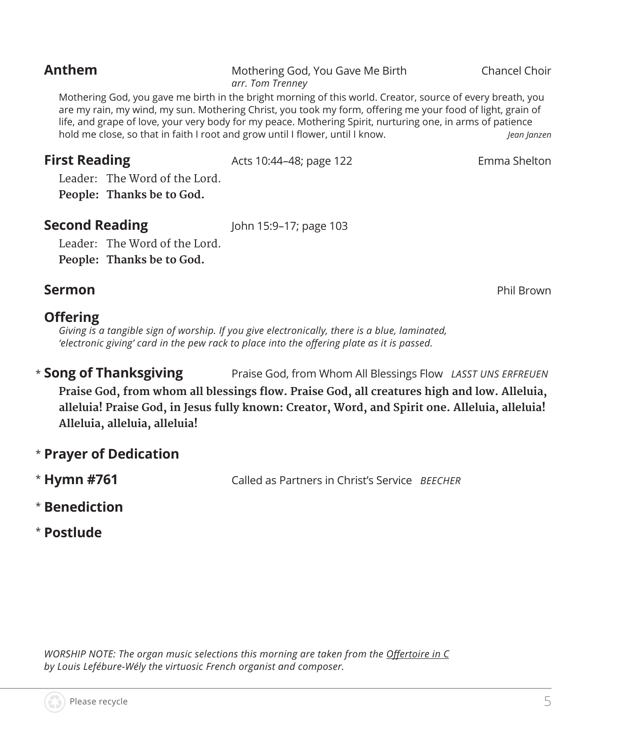**Anthem** Mothering God, You Gave Me Birth — Chancel Choir
*arr. Tom Trenney*

Mothering God, you gave me birth in the bright morning of this world. Creator, source of every breath, you are my rain, my wind, my sun. Mothering Christ, you took my form, offering me your food of light, grain of life, and grape of love, your very body for my peace. Mothering Spirit, nurturing one, in arms of patience hold me close, so that in faith I root and grow until I flower, until I know. *Jean Janzen*

**First Reading** Acts 10:44–48; page 122 — Emma Shelton

Leader: The Word of the Lord.
**People: Thanks be to God.**

**Second Reading** John 15:9–17; page 103

Leader: The Word of the Lord.
**People: Thanks be to God.**

**Sermon** — Phil Brown

**Offering**
*Giving is a tangible sign of worship. If you give electronically, there is a blue, laminated, 'electronic giving' card in the pew rack to place into the offering plate as it is passed.*

\* **Song of Thanksgiving** Praise God, from Whom All Blessings Flow *LASST UNS ERFREUEN*

**Praise God, from whom all blessings flow. Praise God, all creatures high and low. Alleluia, alleluia! Praise God, in Jesus fully known: Creator, Word, and Spirit one. Alleluia, alleluia! Alleluia, alleluia, alleluia!**

\* **Prayer of Dedication**

\* **Hymn #761** Called as Partners in Christ's Service *BEECHER*

\* **Benediction**

\* **Postlude**

*WORSHIP NOTE: The organ music selections this morning are taken from the Offertoire in C by Louis Lefébure-Wély the virtuosic French organist and composer.*

Please recycle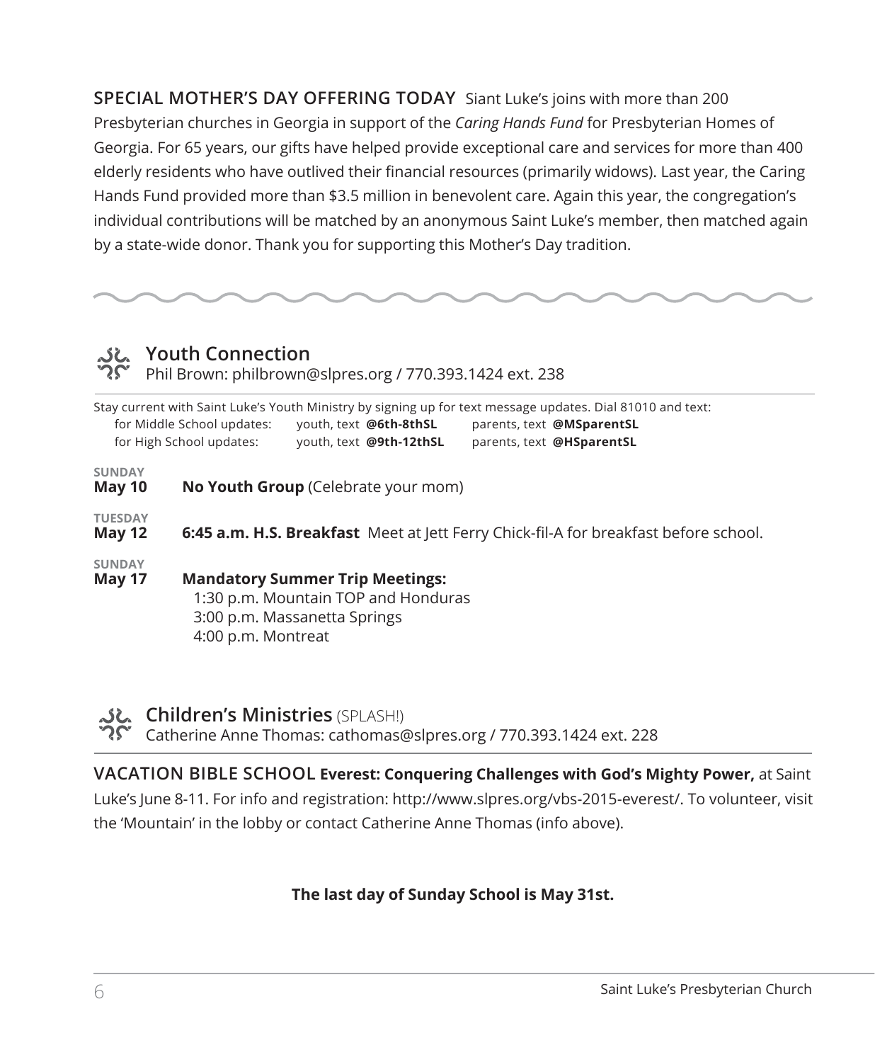**SPECIAL MOTHER'S DAY OFFERING TODAY** Siant Luke's joins with more than 200 Presbyterian churches in Georgia in support of the *Caring Hands Fund* for Presbyterian Homes of Georgia. For 65 years, our gifts have helped provide exceptional care and services for more than 400 elderly residents who have outlived their financial resources (primarily widows). Last year, the Caring Hands Fund provided more than $3.5 million in benevolent care. Again this year, the congregation's individual contributions will be matched by an anonymous Saint Luke's member, then matched again by a state-wide donor. Thank you for supporting this Mother's Day tradition.

## Youth Connection

Phil Brown: philbrown@slpres.org / 770.393.1424 ext. 238

Stay current with Saint Luke's Youth Ministry by signing up for text message updates. Dial 81010 and text:

| | | |
|---|---|---|
| for Middle School updates: | youth, text **@6th-8thSL** | parents, text **@MSparentSL** |
| for High School updates: | youth, text **@9th-12thSL** | parents, text **@HSparentSL** |

SUNDAY
**May 10** — **No Youth Group** (Celebrate your mom)

TUESDAY
**May 12** — **6:45 a.m. H.S. Breakfast** Meet at Jett Ferry Chick-fil-A for breakfast before school.

SUNDAY
**May 17** — **Mandatory Summer Trip Meetings:**
1:30 p.m. Mountain TOP and Honduras
3:00 p.m. Massanetta Springs
4:00 p.m. Montreat

## Children's Ministries (SPLASH!)

Catherine Anne Thomas: cathomas@slpres.org / 770.393.1424 ext. 228

**VACATION BIBLE SCHOOL Everest: Conquering Challenges with God's Mighty Power,** at Saint Luke's June 8-11. For info and registration: http://www.slpres.org/vbs-2015-everest/. To volunteer, visit the 'Mountain' in the lobby or contact Catherine Anne Thomas (info above).

**The last day of Sunday School is May 31st.**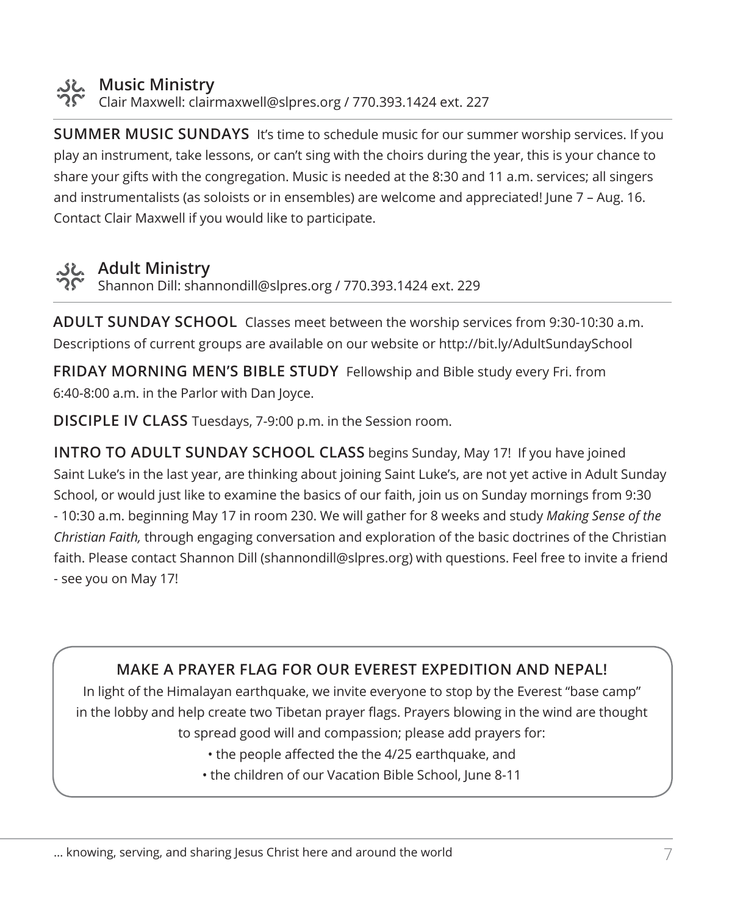## Music Ministry

Clair Maxwell: clairmaxwell@slpres.org / 770.393.1424 ext. 227

**SUMMER MUSIC SUNDAYS** It's time to schedule music for our summer worship services. If you play an instrument, take lessons, or can't sing with the choirs during the year, this is your chance to share your gifts with the congregation. Music is needed at the 8:30 and 11 a.m. services; all singers and instrumentalists (as soloists or in ensembles) are welcome and appreciated! June 7 – Aug. 16. Contact Clair Maxwell if you would like to participate.

## Adult Ministry

Shannon Dill: shannondill@slpres.org / 770.393.1424 ext. 229

**ADULT SUNDAY SCHOOL** Classes meet between the worship services from 9:30-10:30 a.m. Descriptions of current groups are available on our website or http://bit.ly/AdultSundaySchool

**FRIDAY MORNING MEN'S BIBLE STUDY** Fellowship and Bible study every Fri. from 6:40-8:00 a.m. in the Parlor with Dan Joyce.

**DISCIPLE IV CLASS** Tuesdays, 7-9:00 p.m. in the Session room.

**INTRO TO ADULT SUNDAY SCHOOL CLASS** begins Sunday, May 17! If you have joined Saint Luke's in the last year, are thinking about joining Saint Luke's, are not yet active in Adult Sunday School, or would just like to examine the basics of our faith, join us on Sunday mornings from 9:30 - 10:30 a.m. beginning May 17 in room 230. We will gather for 8 weeks and study *Making Sense of the Christian Faith,* through engaging conversation and exploration of the basic doctrines of the Christian faith. Please contact Shannon Dill (shannondill@slpres.org) with questions. Feel free to invite a friend - see you on May 17!

**MAKE A PRAYER FLAG FOR OUR EVEREST EXPEDITION AND NEPAL!**

In light of the Himalayan earthquake, we invite everyone to stop by the Everest "base camp" in the lobby and help create two Tibetan prayer flags. Prayers blowing in the wind are thought to spread good will and compassion; please add prayers for:

- the people affected the the 4/25 earthquake, and
- the children of our Vacation Bible School, June 8-11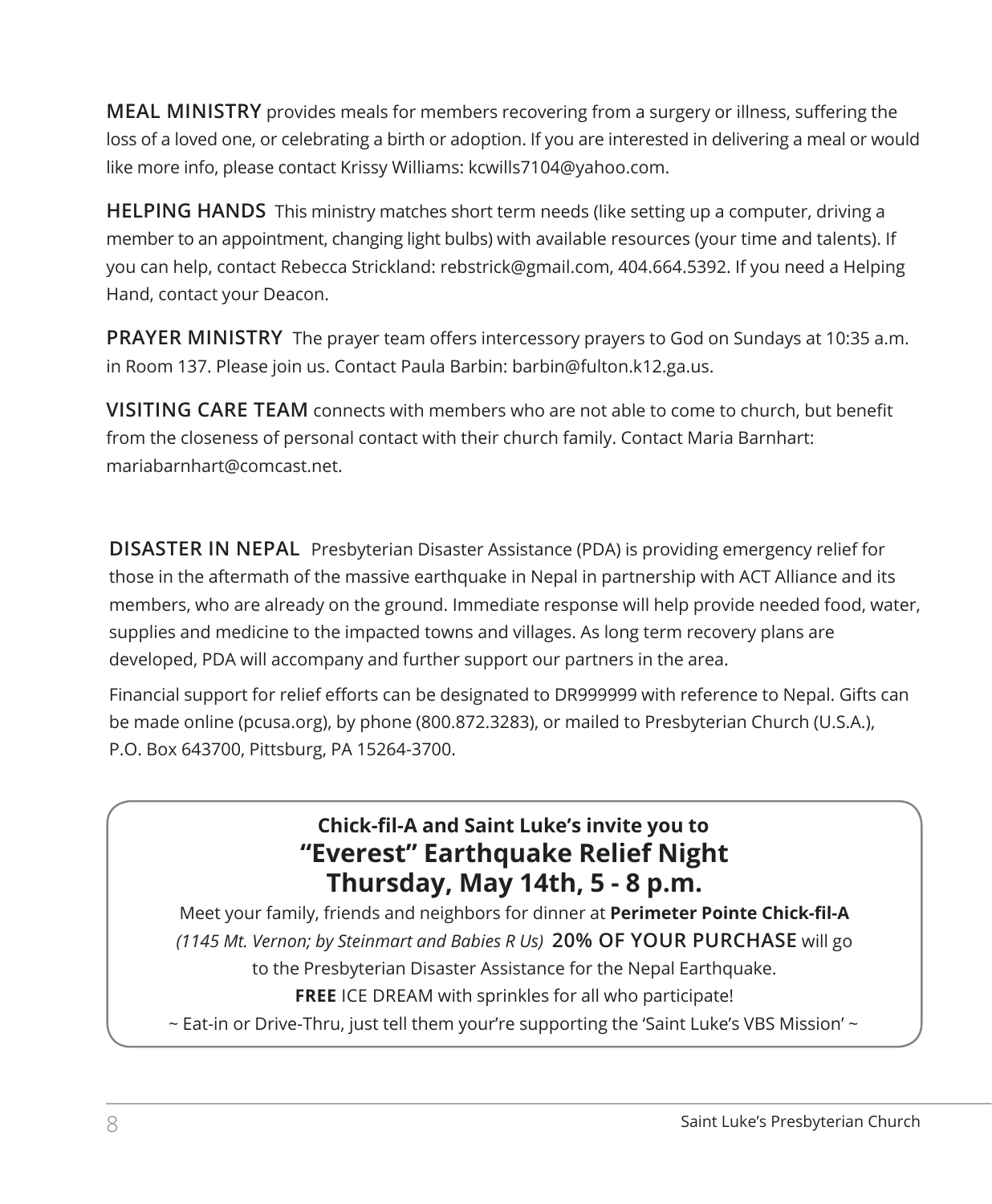**MEAL MINISTRY** provides meals for members recovering from a surgery or illness, suffering the loss of a loved one, or celebrating a birth or adoption. If you are interested in delivering a meal or would like more info, please contact Krissy Williams: kcwills7104@yahoo.com.

**HELPING HANDS** This ministry matches short term needs (like setting up a computer, driving a member to an appointment, changing light bulbs) with available resources (your time and talents). If you can help, contact Rebecca Strickland: rebstrick@gmail.com, 404.664.5392. If you need a Helping Hand, contact your Deacon.

**PRAYER MINISTRY** The prayer team offers intercessory prayers to God on Sundays at 10:35 a.m. in Room 137. Please join us. Contact Paula Barbin: barbin@fulton.k12.ga.us.

**VISITING CARE TEAM** connects with members who are not able to come to church, but benefit from the closeness of personal contact with their church family. Contact Maria Barnhart: mariabarnhart@comcast.net.

**DISASTER IN NEPAL** Presbyterian Disaster Assistance (PDA) is providing emergency relief for those in the aftermath of the massive earthquake in Nepal in partnership with ACT Alliance and its members, who are already on the ground. Immediate response will help provide needed food, water, supplies and medicine to the impacted towns and villages. As long term recovery plans are developed, PDA will accompany and further support our partners in the area.

Financial support for relief efforts can be designated to DR999999 with reference to Nepal. Gifts can be made online (pcusa.org), by phone (800.872.3283), or mailed to Presbyterian Church (U.S.A.), P.O. Box 643700, Pittsburg, PA 15264-3700.

**Chick-fil-A and Saint Luke's invite you to**

## "Everest" Earthquake Relief Night
## Thursday, May 14th, 5 - 8 p.m.

Meet your family, friends and neighbors for dinner at **Perimeter Pointe Chick-fil-A** *(1145 Mt. Vernon; by Steinmart and Babies R Us)* **20% OF YOUR PURCHASE** will go to the Presbyterian Disaster Assistance for the Nepal Earthquake.

**FREE** ICE DREAM with sprinkles for all who participate!

~ Eat-in or Drive-Thru, just tell them your're supporting the 'Saint Luke's VBS Mission' ~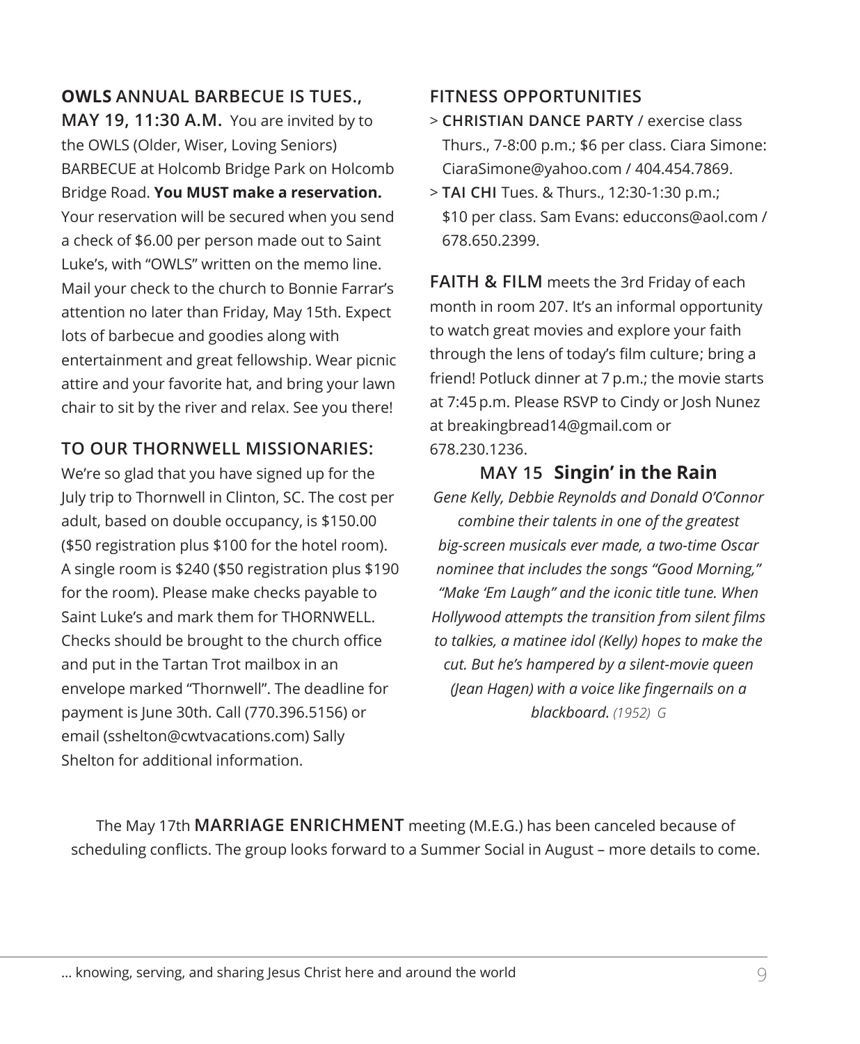**OWLS ANNUAL BARBECUE IS TUES., MAY 19, 11:30 A.M.** You are invited by to the OWLS (Older, Wiser, Loving Seniors) BARBECUE at Holcomb Bridge Park on Holcomb Bridge Road. **You MUST make a reservation.** Your reservation will be secured when you send a check of $6.00 per person made out to Saint Luke's, with "OWLS" written on the memo line. Mail your check to the church to Bonnie Farrar's attention no later than Friday, May 15th. Expect lots of barbecue and goodies along with entertainment and great fellowship. Wear picnic attire and your favorite hat, and bring your lawn chair to sit by the river and relax. See you there!

**TO OUR THORNWELL MISSIONARIES:**

We're so glad that you have signed up for the July trip to Thornwell in Clinton, SC. The cost per adult, based on double occupancy, is $150.00 ($50 registration plus $100 for the hotel room). A single room is $240 ($50 registration plus $190 for the room). Please make checks payable to Saint Luke's and mark them for THORNWELL. Checks should be brought to the church office and put in the Tartan Trot mailbox in an envelope marked "Thornwell". The deadline for payment is June 30th. Call (770.396.5156) or email (sshelton@cwtvacations.com) Sally Shelton for additional information.

**FITNESS OPPORTUNITIES**

- **CHRISTIAN DANCE PARTY** / exercise class Thurs., 7-8:00 p.m.; $6 per class. Ciara Simone: CiaraSimone@yahoo.com / 404.454.7869.
- **TAI CHI** Tues. & Thurs., 12:30-1:30 p.m.; $10 per class. Sam Evans: educcons@aol.com / 678.650.2399.

**FAITH & FILM** meets the 3rd Friday of each month in room 207. It's an informal opportunity to watch great movies and explore your faith through the lens of today's film culture; bring a friend! Potluck dinner at 7 p.m.; the movie starts at 7:45 p.m. Please RSVP to Cindy or Josh Nunez at breakingbread14@gmail.com or 678.230.1236.

**MAY 15 Singin' in the Rain**

*Gene Kelly, Debbie Reynolds and Donald O'Connor combine their talents in one of the greatest big-screen musicals ever made, a two-time Oscar nominee that includes the songs "Good Morning," "Make 'Em Laugh" and the iconic title tune. When Hollywood attempts the transition from silent films to talkies, a matinee idol (Kelly) hopes to make the cut. But he's hampered by a silent-movie queen (Jean Hagen) with a voice like fingernails on a blackboard.* *(1952) G*

The May 17th **MARRIAGE ENRICHMENT** meeting (M.E.G.) has been canceled because of scheduling conflicts. The group looks forward to a Summer Social in August – more details to come.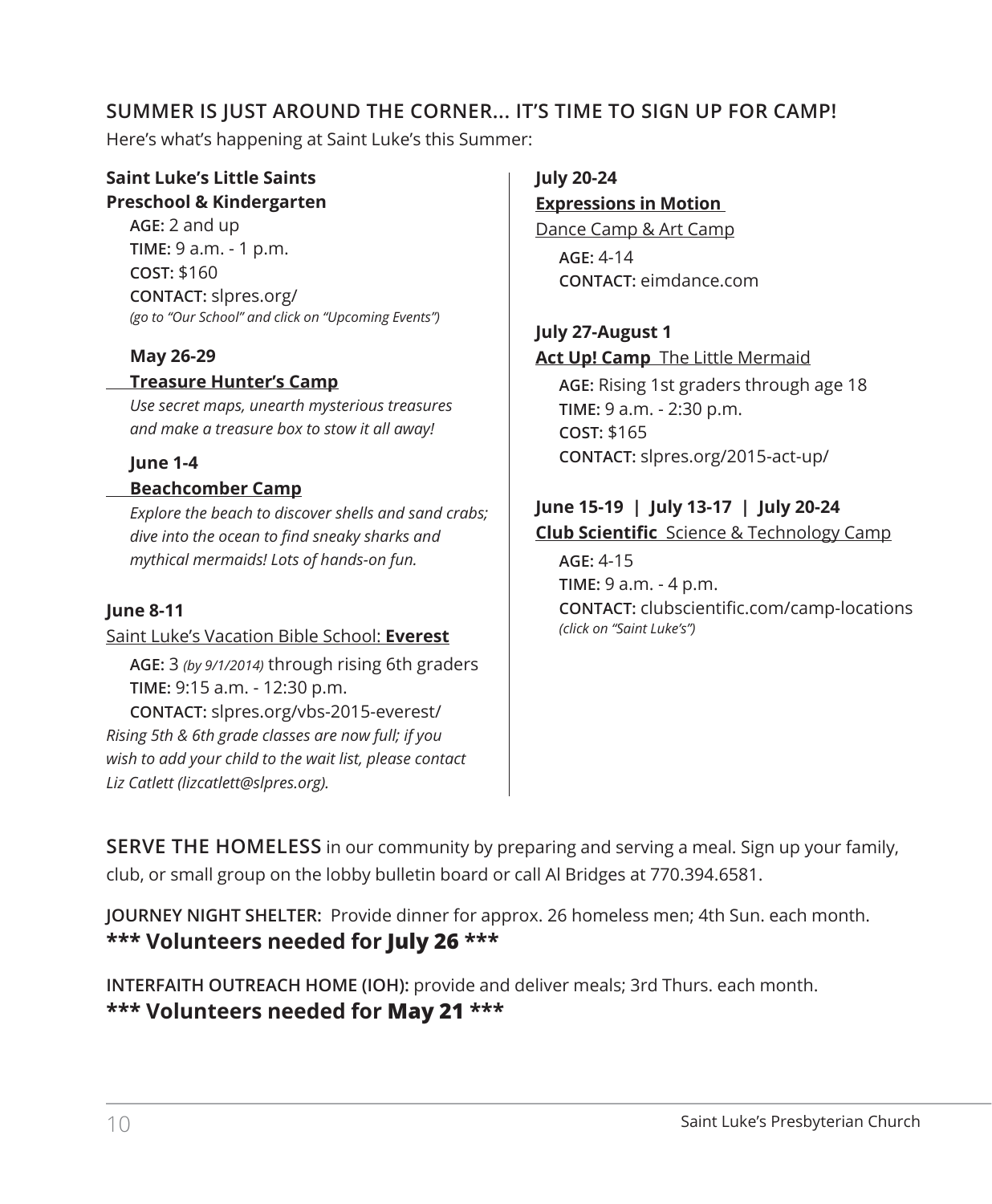## SUMMER IS JUST AROUND THE CORNER... IT'S TIME TO SIGN UP FOR CAMP!

Here's what's happening at Saint Luke's this Summer:

**Saint Luke's Little Saints**
**Preschool & Kindergarten**

**AGE:** 2 and up
**TIME:** 9 a.m. - 1 p.m.
**COST:** $160
**CONTACT:** slpres.org/
*(go to "Our School" and click on "Upcoming Events")*

**May 26-29**
**Treasure Hunter's Camp**
*Use secret maps, unearth mysterious treasures and make a treasure box to stow it all away!*

**June 1-4**
**Beachcomber Camp**
*Explore the beach to discover shells and sand crabs; dive into the ocean to find sneaky sharks and mythical mermaids! Lots of hands-on fun.*

**June 8-11**
Saint Luke's Vacation Bible School: **Everest**

**AGE:** 3 *(by 9/1/2014)* through rising 6th graders
**TIME:** 9:15 a.m. - 12:30 p.m.
**CONTACT:** slpres.org/vbs-2015-everest/
*Rising 5th & 6th grade classes are now full; if you wish to add your child to the wait list, please contact Liz Catlett (lizcatlett@slpres.org).*

**July 20-24**
**Expressions in Motion**
Dance Camp & Art Camp

**AGE:** 4-14
**CONTACT:** eimdance.com

**July 27-August 1**
**Act Up! Camp** The Little Mermaid

**AGE:** Rising 1st graders through age 18
**TIME:** 9 a.m. - 2:30 p.m.
**COST:** $165
**CONTACT:** slpres.org/2015-act-up/

**June 15-19 | July 13-17 | July 20-24**
**Club Scientific** Science & Technology Camp

**AGE:** 4-15
**TIME:** 9 a.m. - 4 p.m.
**CONTACT:** clubscientific.com/camp-locations
*(click on "Saint Luke's")*

**SERVE THE HOMELESS** in our community by preparing and serving a meal. Sign up your family, club, or small group on the lobby bulletin board or call Al Bridges at 770.394.6581.

**JOURNEY NIGHT SHELTER:** Provide dinner for approx. 26 homeless men; 4th Sun. each month.
**\*\*\* Volunteers needed for July 26 \*\*\***

**INTERFAITH OUTREACH HOME (IOH):** provide and deliver meals; 3rd Thurs. each month.
**\*\*\* Volunteers needed for May 21 \*\*\***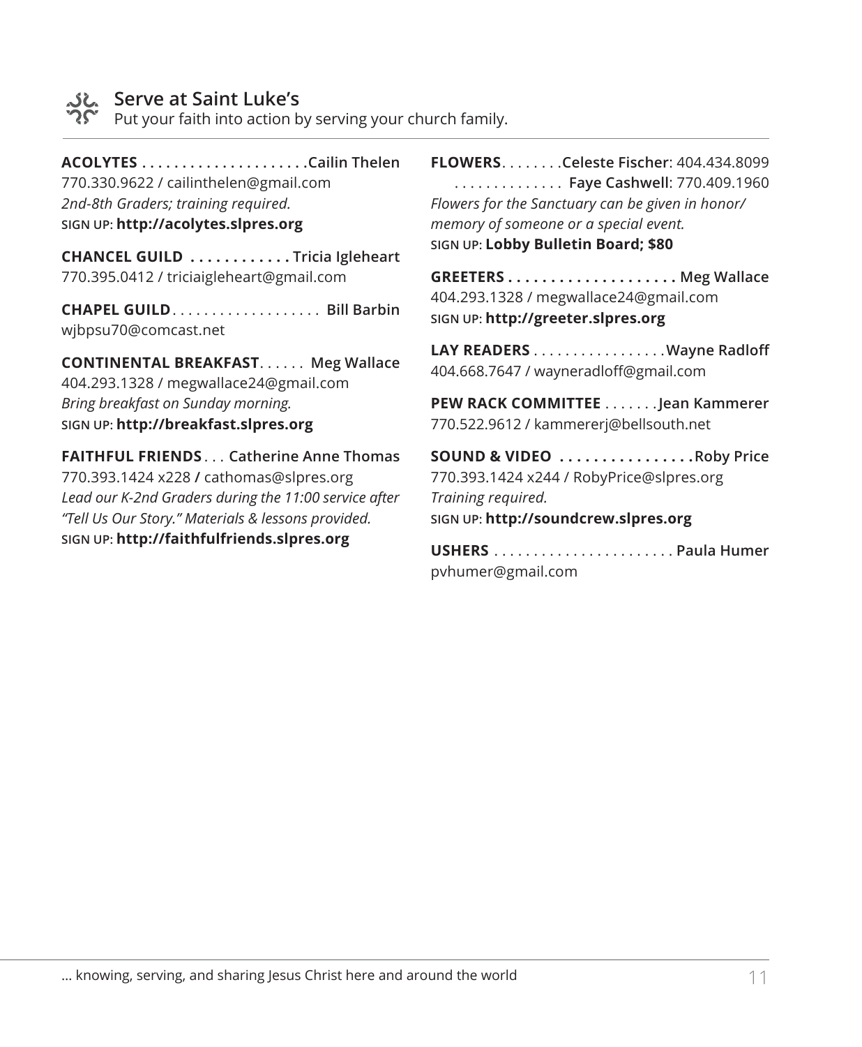## Serve at Saint Luke's

Put your faith into action by serving your church family.

**ACOLYTES . . . . . . . . . . . . . . . . . . . . .Cailin Thelen**
770.330.9622 / cailinthelen@gmail.com
*2nd-8th Graders; training required.*
SIGN UP: **http://acolytes.slpres.org**

**CHANCEL GUILD . . . . . . . . . . . . Tricia Igleheart**
770.395.0412 / triciaigleheart@gmail.com

**CHAPEL GUILD** . . . . . . . . . . . . . . . . . . **Bill Barbin**
wjbpsu70@comcast.net

**CONTINENTAL BREAKFAST** . . . . . . **Meg Wallace**
404.293.1328 / megwallace24@gmail.com
*Bring breakfast on Sunday morning.*
SIGN UP: **http://breakfast.slpres.org**

**FAITHFUL FRIENDS** . . . **Catherine Anne Thomas**
770.393.1424 x228 / cathomas@slpres.org
*Lead our K-2nd Graders during the 11:00 service after "Tell Us Our Story." Materials & lessons provided.*
SIGN UP: **http://faithfulfriends.slpres.org**

**FLOWERS** . . . . . . . .**Celeste Fischer**: 404.434.8099
. . . . . . . . . . . . . . **Faye Cashwell**: 770.409.1960
*Flowers for the Sanctuary can be given in honor/memory of someone or a special event.*
SIGN UP: **Lobby Bulletin Board; $80**

**GREETERS . . . . . . . . . . . . . . . . . . . . . Meg Wallace**
404.293.1328 / megwallace24@gmail.com
SIGN UP: **http://greeter.slpres.org**

**LAY READERS** . . . . . . . . . . . . . . . . .**Wayne Radloff**
404.668.7647 / wayneradloff@gmail.com

**PEW RACK COMMITTEE** . . . . . . .**Jean Kammerer**
770.522.9612 / kammererj@bellsouth.net

**SOUND & VIDEO . . . . . . . . . . . . . . . . Roby Price**
770.393.1424 x244 / RobyPrice@slpres.org
*Training required.*
SIGN UP: **http://soundcrew.slpres.org**

**USHERS** . . . . . . . . . . . . . . . . . . . . . . . **Paula Humer**
pvhumer@gmail.com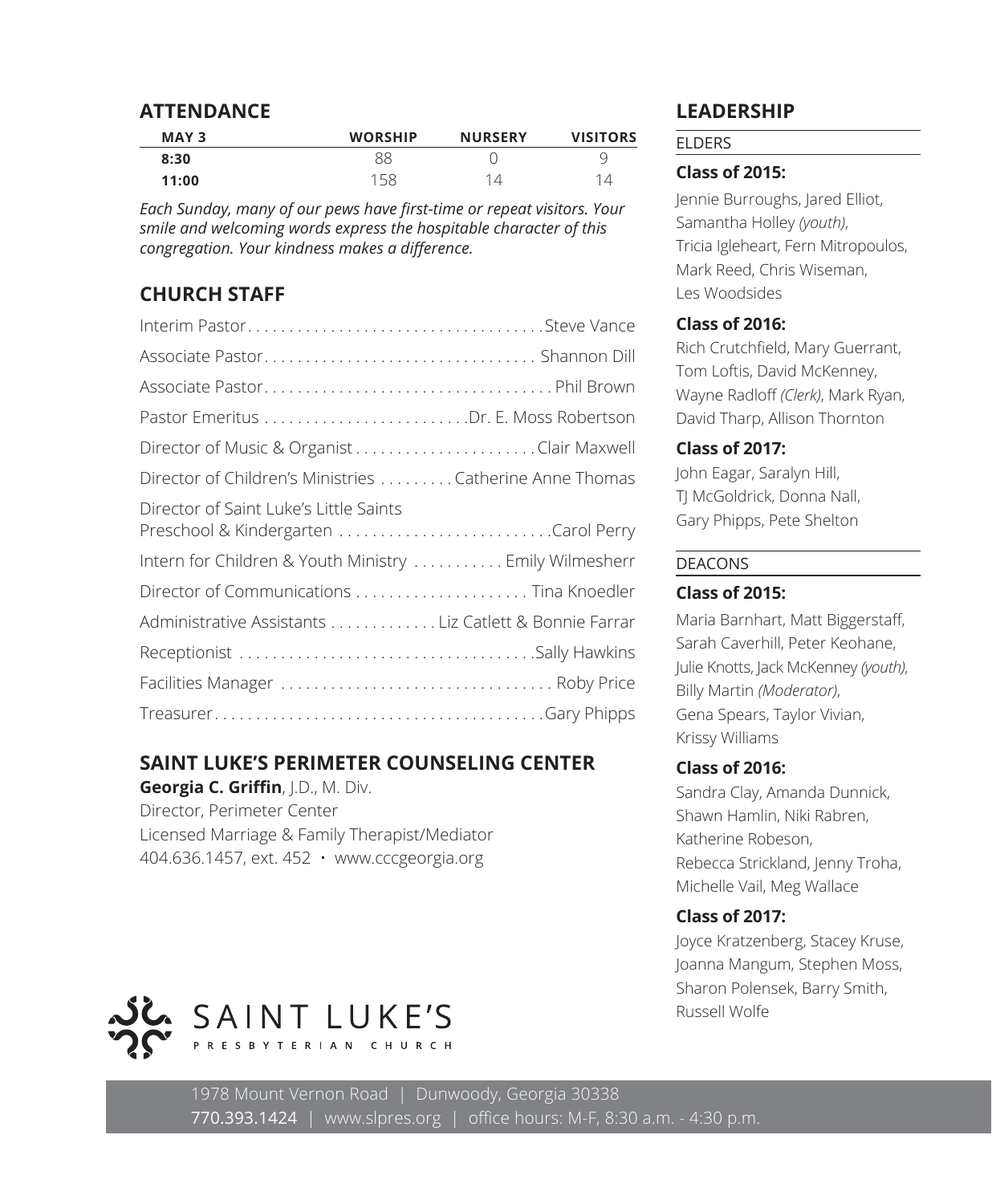## ATTENDANCE

| MAY 3 | WORSHIP | NURSERY | VISITORS |
|---|---|---|---|
| 8:30 | 88 | 0 | 9 |
| 11:00 | 158 | 14 | 14 |

*Each Sunday, many of our pews have first-time or repeat visitors. Your smile and welcoming words express the hospitable character of this congregation. Your kindness makes a difference.*

## CHURCH STAFF

Interim Pastor . . . . . Steve Vance
Associate Pastor . . . . . Shannon Dill
Associate Pastor . . . . . Phil Brown
Pastor Emeritus . . . . . Dr. E. Moss Robertson
Director of Music & Organist . . . . . Clair Maxwell
Director of Children's Ministries . . . . . Catherine Anne Thomas
Director of Saint Luke's Little Saints Preschool & Kindergarten . . . . . Carol Perry
Intern for Children & Youth Ministry . . . . . Emily Wilmesherr
Director of Communications . . . . . Tina Knoedler
Administrative Assistants . . . . . Liz Catlett & Bonnie Farrar
Receptionist . . . . . Sally Hawkins
Facilities Manager . . . . . Roby Price
Treasurer . . . . . Gary Phipps

## SAINT LUKE'S PERIMETER COUNSELING CENTER

**Georgia C. Griffin**, J.D., M. Div.
Director, Perimeter Center
Licensed Marriage & Family Therapist/Mediator
404.636.1457, ext. 452 • www.cccgeorgia.org

## LEADERSHIP

ELDERS

**Class of 2015:**

Jennie Burroughs, Jared Elliot, Samantha Holley *(youth)*, Tricia Igleheart, Fern Mitropoulos, Mark Reed, Chris Wiseman, Les Woodsides

**Class of 2016:**

Rich Crutchfield, Mary Guerrant, Tom Loftis, David McKenney, Wayne Radloff *(Clerk)*, Mark Ryan, David Tharp, Allison Thornton

**Class of 2017:**

John Eagar, Saralyn Hill, TJ McGoldrick, Donna Nall, Gary Phipps, Pete Shelton

DEACONS

**Class of 2015:**

Maria Barnhart, Matt Biggerstaff, Sarah Caverhill, Peter Keohane, Julie Knotts, Jack McKenney *(youth)*, Billy Martin *(Moderator)*, Gena Spears, Taylor Vivian, Krissy Williams

**Class of 2016:**

Sandra Clay, Amanda Dunnick, Shawn Hamlin, Niki Rabren, Katherine Robeson, Rebecca Strickland, Jenny Troha, Michelle Vail, Meg Wallace

**Class of 2017:**

Joyce Kratzenberg, Stacey Kruse, Joanna Mangum, Stephen Moss, Sharon Polensek, Barry Smith, Russell Wolfe

SAINT LUKE'S
PRESBYTERIAN CHURCH

1978 Mount Vernon Road | Dunwoody, Georgia 30338
770.393.1424 | www.slpres.org | office hours: M-F, 8:30 a.m. - 4:30 p.m.